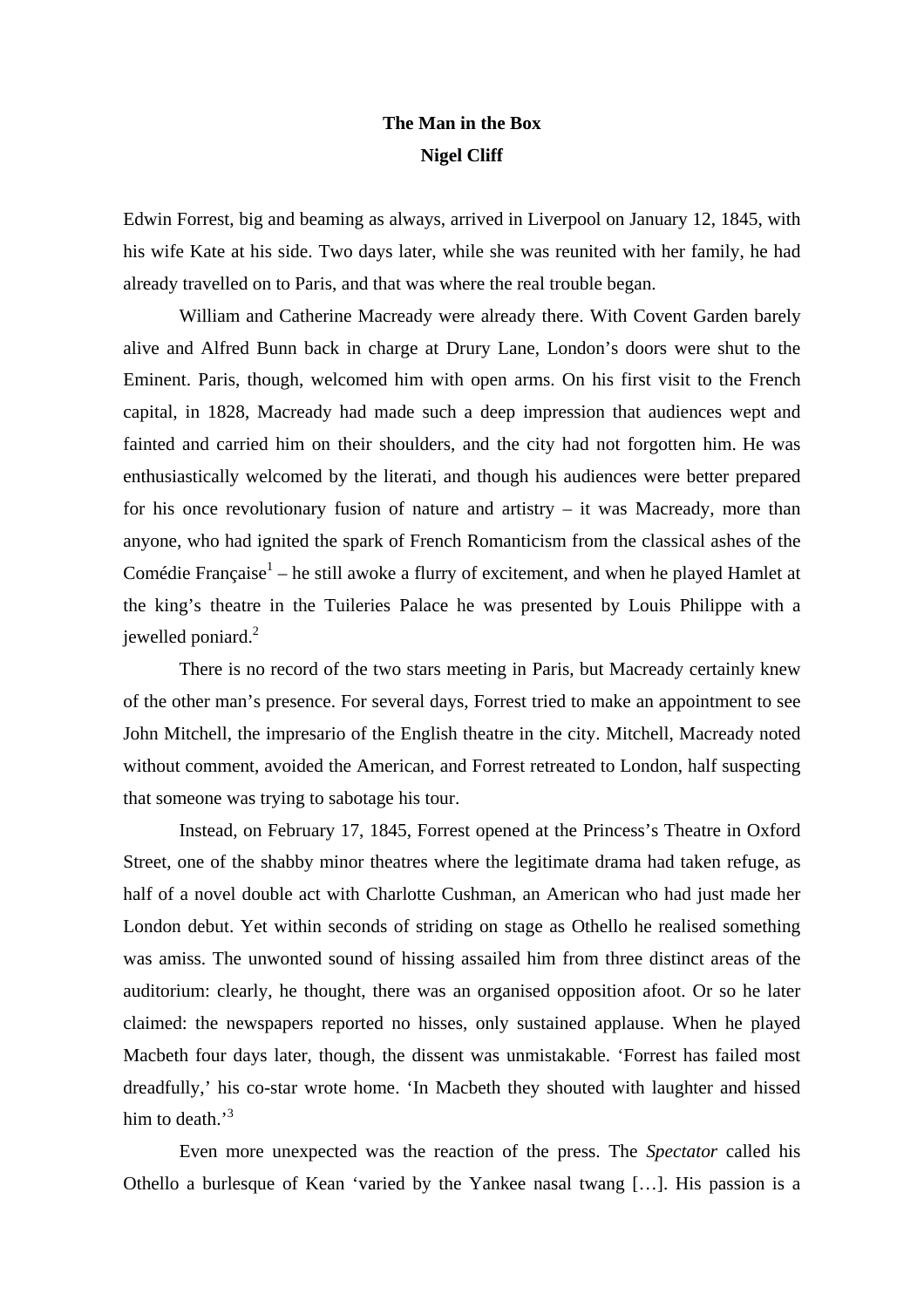**The Man in the Box**

**Nigel Cliff**

Edwin Forrest, big and beaming as always, arrived in Liverpool on January 12, 1845, with his wife Kate at his side. Two days later, while she was reunited with her family, he had already travelled on to Paris, and that was where the real trouble began.

William and Catherine Macready were already there. With Covent Garden barely alive and Alfred Bunn back in charge at Drury Lane, London's doors were shut to the Eminent. Paris, though, welcomed him with open arms. On his first visit to the French capital, in 1828, Macready had made such a deep impression that audiences wept and fainted and carried him on their shoulders, and the city had not forgotten him. He was enthusiastically welcomed by the literati, and though his audiences were better prepared for his once revolutionary fusion of nature and artistry – it was Macready, more than anyone, who had ignited the spark of French Romanticism from the classical ashes of the Comédie Française[1] – he still awoke a flurry of excitement, and when he played Hamlet at the king's theatre in the Tuileries Palace he was presented by Louis Philippe with a jewelled poniard.[2]

There is no record of the two stars meeting in Paris, but Macready certainly knew of the other man's presence. For several days, Forrest tried to make an appointment to see John Mitchell, the impresario of the English theatre in the city. Mitchell, Macready noted without comment, avoided the American, and Forrest retreated to London, half suspecting that someone was trying to sabotage his tour.

Instead, on February 17, 1845, Forrest opened at the Princess's Theatre in Oxford Street, one of the shabby minor theatres where the legitimate drama had taken refuge, as half of a novel double act with Charlotte Cushman, an American who had just made her London debut. Yet within seconds of striding on stage as Othello he realised something was amiss. The unwonted sound of hissing assailed him from three distinct areas of the auditorium: clearly, he thought, there was an organised opposition afoot. Or so he later claimed: the newspapers reported no hisses, only sustained applause. When he played Macbeth four days later, though, the dissent was unmistakable. 'Forrest has failed most dreadfully,' his co-star wrote home. 'In Macbeth they shouted with laughter and hissed him to death.'[3]

Even more unexpected was the reaction of the press. The *Spectator* called his Othello a burlesque of Kean 'varied by the Yankee nasal twang […]. His passion is a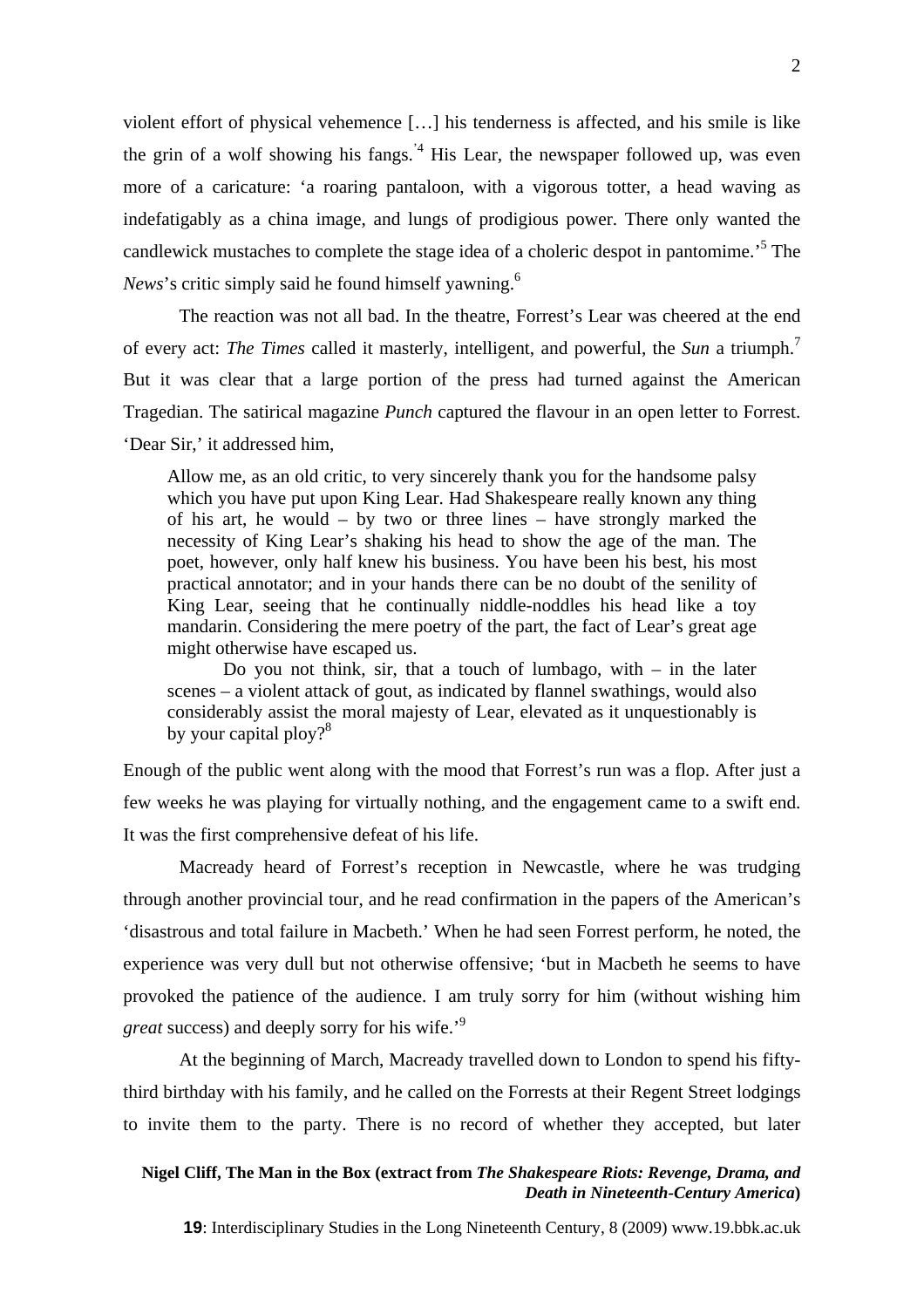violent effort of physical vehemence […] his tenderness is affected, and his smile is like the grin of a wolf showing his fangs.'[4] His Lear, the newspaper followed up, was even more of a caricature: 'a roaring pantaloon, with a vigorous totter, a head waving as indefatigably as a china image, and lungs of prodigious power. There only wanted the candlewick mustaches to complete the stage idea of a choleric despot in pantomime.'[5] The *News*'s critic simply said he found himself yawning.[6]

The reaction was not all bad. In the theatre, Forrest's Lear was cheered at the end of every act: *The Times* called it masterly, intelligent, and powerful, the *Sun* a triumph.[7] But it was clear that a large portion of the press had turned against the American Tragedian. The satirical magazine *Punch* captured the flavour in an open letter to Forrest. 'Dear Sir,' it addressed him,

> Allow me, as an old critic, to very sincerely thank you for the handsome palsy which you have put upon King Lear. Had Shakespeare really known any thing of his art, he would – by two or three lines – have strongly marked the necessity of King Lear's shaking his head to show the age of the man. The poet, however, only half knew his business. You have been his best, his most practical annotator; and in your hands there can be no doubt of the senility of King Lear, seeing that he continually niddle-noddles his head like a toy mandarin. Considering the mere poetry of the part, the fact of Lear's great age might otherwise have escaped us.
>
> Do you not think, sir, that a touch of lumbago, with – in the later scenes – a violent attack of gout, as indicated by flannel swathings, would also considerably assist the moral majesty of Lear, elevated as it unquestionably is by your capital ploy?[8]

Enough of the public went along with the mood that Forrest's run was a flop. After just a few weeks he was playing for virtually nothing, and the engagement came to a swift end. It was the first comprehensive defeat of his life.

Macready heard of Forrest's reception in Newcastle, where he was trudging through another provincial tour, and he read confirmation in the papers of the American's 'disastrous and total failure in Macbeth.' When he had seen Forrest perform, he noted, the experience was very dull but not otherwise offensive; 'but in Macbeth he seems to have provoked the patience of the audience. I am truly sorry for him (without wishing him *great* success) and deeply sorry for his wife.'[9]

At the beginning of March, Macready travelled down to London to spend his fifty-third birthday with his family, and he called on the Forrests at their Regent Street lodgings to invite them to the party. There is no record of whether they accepted, but later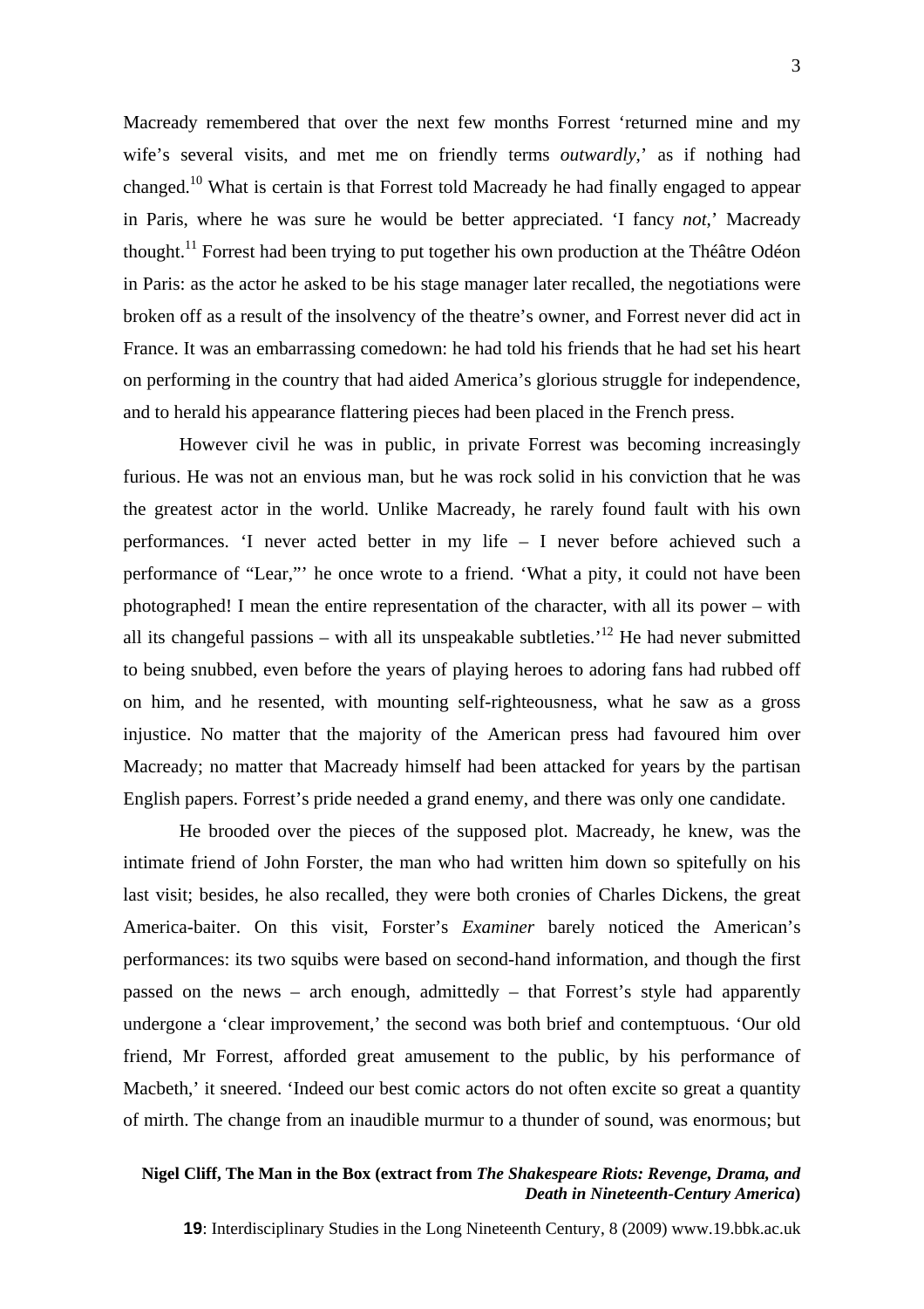Macready remembered that over the next few months Forrest 'returned mine and my wife's several visits, and met me on friendly terms *outwardly*,' as if nothing had changed.[10] What is certain is that Forrest told Macready he had finally engaged to appear in Paris, where he was sure he would be better appreciated. 'I fancy *not*,' Macready thought.[11] Forrest had been trying to put together his own production at the Théâtre Odéon in Paris: as the actor he asked to be his stage manager later recalled, the negotiations were broken off as a result of the insolvency of the theatre's owner, and Forrest never did act in France. It was an embarrassing comedown: he had told his friends that he had set his heart on performing in the country that had aided America's glorious struggle for independence, and to herald his appearance flattering pieces had been placed in the French press.

However civil he was in public, in private Forrest was becoming increasingly furious. He was not an envious man, but he was rock solid in his conviction that he was the greatest actor in the world. Unlike Macready, he rarely found fault with his own performances. 'I never acted better in my life – I never before achieved such a performance of "Lear,"' he once wrote to a friend. 'What a pity, it could not have been photographed! I mean the entire representation of the character, with all its power – with all its changeful passions – with all its unspeakable subtleties.'[12] He had never submitted to being snubbed, even before the years of playing heroes to adoring fans had rubbed off on him, and he resented, with mounting self-righteousness, what he saw as a gross injustice. No matter that the majority of the American press had favoured him over Macready; no matter that Macready himself had been attacked for years by the partisan English papers. Forrest's pride needed a grand enemy, and there was only one candidate.

He brooded over the pieces of the supposed plot. Macready, he knew, was the intimate friend of John Forster, the man who had written him down so spitefully on his last visit; besides, he also recalled, they were both cronies of Charles Dickens, the great America-baiter. On this visit, Forster's *Examiner* barely noticed the American's performances: its two squibs were based on second-hand information, and though the first passed on the news – arch enough, admittedly – that Forrest's style had apparently undergone a 'clear improvement,' the second was both brief and contemptuous. 'Our old friend, Mr Forrest, afforded great amusement to the public, by his performance of Macbeth,' it sneered. 'Indeed our best comic actors do not often excite so great a quantity of mirth. The change from an inaudible murmur to a thunder of sound, was enormous; but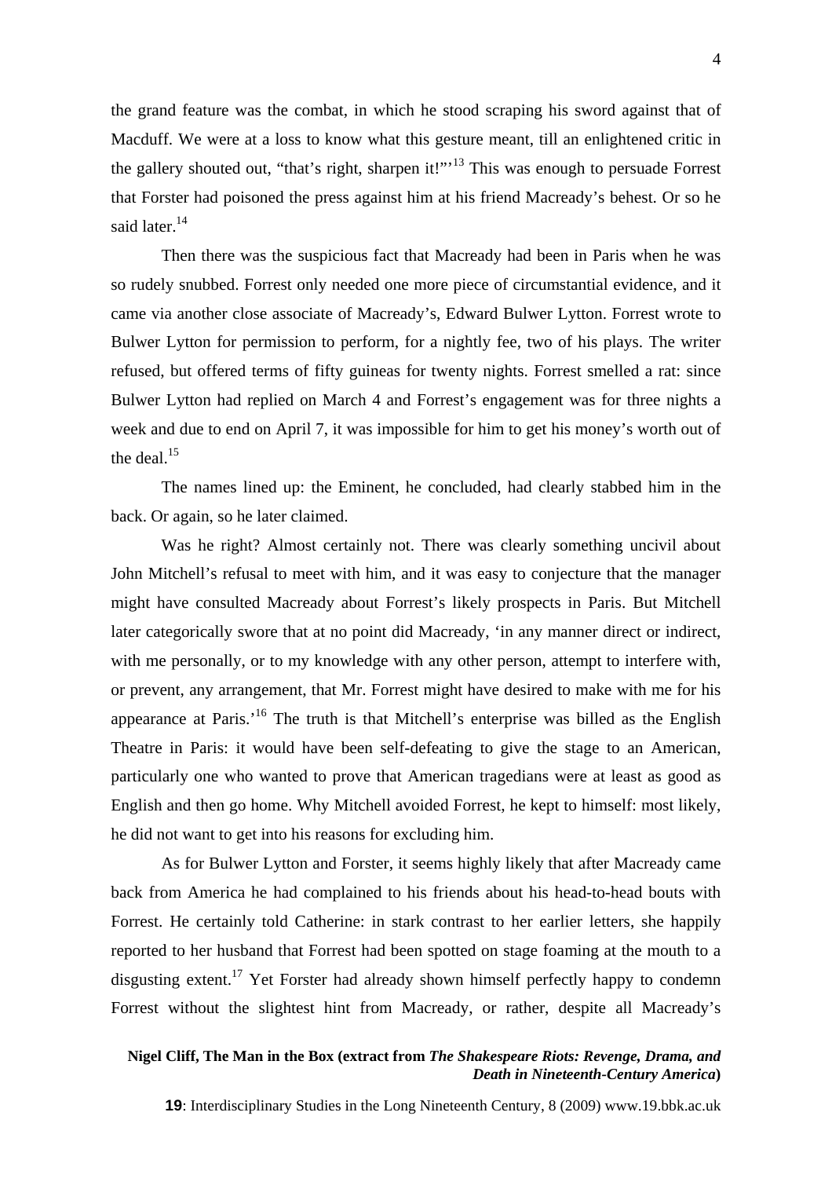the grand feature was the combat, in which he stood scraping his sword against that of Macduff. We were at a loss to know what this gesture meant, till an enlightened critic in the gallery shouted out, "that's right, sharpen it!"'[13] This was enough to persuade Forrest that Forster had poisoned the press against him at his friend Macready's behest. Or so he said later.[14]

Then there was the suspicious fact that Macready had been in Paris when he was so rudely snubbed. Forrest only needed one more piece of circumstantial evidence, and it came via another close associate of Macready's, Edward Bulwer Lytton. Forrest wrote to Bulwer Lytton for permission to perform, for a nightly fee, two of his plays. The writer refused, but offered terms of fifty guineas for twenty nights. Forrest smelled a rat: since Bulwer Lytton had replied on March 4 and Forrest's engagement was for three nights a week and due to end on April 7, it was impossible for him to get his money's worth out of the deal.[15]

The names lined up: the Eminent, he concluded, had clearly stabbed him in the back. Or again, so he later claimed.

Was he right? Almost certainly not. There was clearly something uncivil about John Mitchell's refusal to meet with him, and it was easy to conjecture that the manager might have consulted Macready about Forrest's likely prospects in Paris. But Mitchell later categorically swore that at no point did Macready, 'in any manner direct or indirect, with me personally, or to my knowledge with any other person, attempt to interfere with, or prevent, any arrangement, that Mr. Forrest might have desired to make with me for his appearance at Paris.'[16] The truth is that Mitchell's enterprise was billed as the English Theatre in Paris: it would have been self-defeating to give the stage to an American, particularly one who wanted to prove that American tragedians were at least as good as English and then go home. Why Mitchell avoided Forrest, he kept to himself: most likely, he did not want to get into his reasons for excluding him.

As for Bulwer Lytton and Forster, it seems highly likely that after Macready came back from America he had complained to his friends about his head-to-head bouts with Forrest. He certainly told Catherine: in stark contrast to her earlier letters, she happily reported to her husband that Forrest had been spotted on stage foaming at the mouth to a disgusting extent.[17] Yet Forster had already shown himself perfectly happy to condemn Forrest without the slightest hint from Macready, or rather, despite all Macready's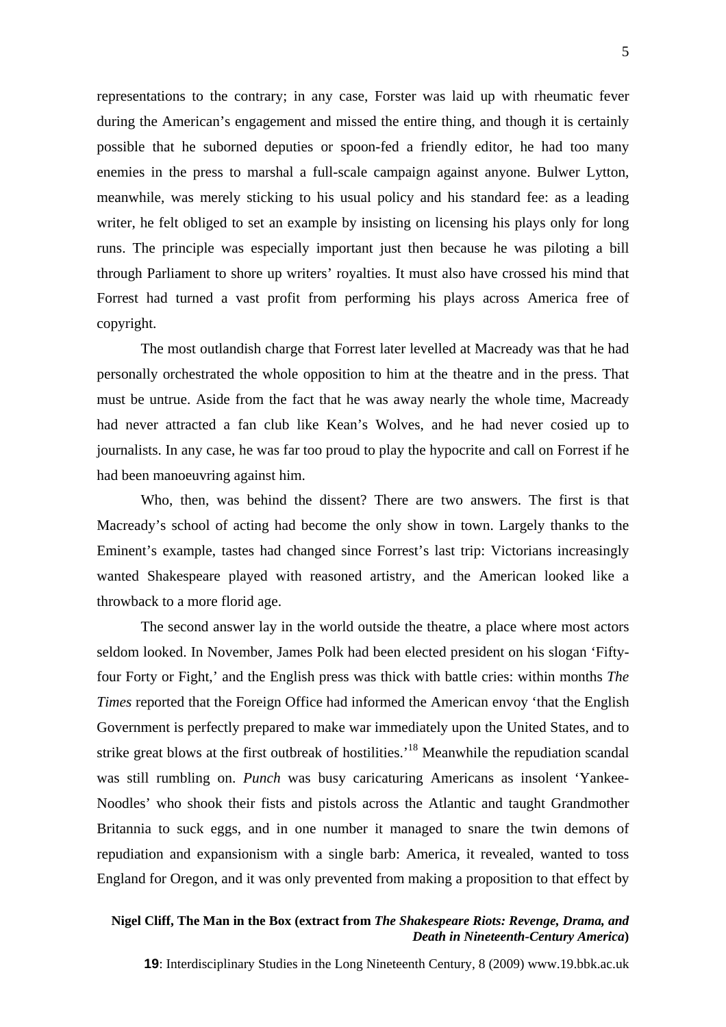representations to the contrary; in any case, Forster was laid up with rheumatic fever during the American's engagement and missed the entire thing, and though it is certainly possible that he suborned deputies or spoon-fed a friendly editor, he had too many enemies in the press to marshal a full-scale campaign against anyone. Bulwer Lytton, meanwhile, was merely sticking to his usual policy and his standard fee: as a leading writer, he felt obliged to set an example by insisting on licensing his plays only for long runs. The principle was especially important just then because he was piloting a bill through Parliament to shore up writers' royalties. It must also have crossed his mind that Forrest had turned a vast profit from performing his plays across America free of copyright.

The most outlandish charge that Forrest later levelled at Macready was that he had personally orchestrated the whole opposition to him at the theatre and in the press. That must be untrue. Aside from the fact that he was away nearly the whole time, Macready had never attracted a fan club like Kean's Wolves, and he had never cosied up to journalists. In any case, he was far too proud to play the hypocrite and call on Forrest if he had been manoeuvring against him.

Who, then, was behind the dissent? There are two answers. The first is that Macready's school of acting had become the only show in town. Largely thanks to the Eminent's example, tastes had changed since Forrest's last trip: Victorians increasingly wanted Shakespeare played with reasoned artistry, and the American looked like a throwback to a more florid age.

The second answer lay in the world outside the theatre, a place where most actors seldom looked. In November, James Polk had been elected president on his slogan 'Fifty-four Forty or Fight,' and the English press was thick with battle cries: within months *The Times* reported that the Foreign Office had informed the American envoy 'that the English Government is perfectly prepared to make war immediately upon the United States, and to strike great blows at the first outbreak of hostilities.'[18] Meanwhile the repudiation scandal was still rumbling on. *Punch* was busy caricaturing Americans as insolent 'Yankee-Noodles' who shook their fists and pistols across the Atlantic and taught Grandmother Britannia to suck eggs, and in one number it managed to snare the twin demons of repudiation and expansionism with a single barb: America, it revealed, wanted to toss England for Oregon, and it was only prevented from making a proposition to that effect by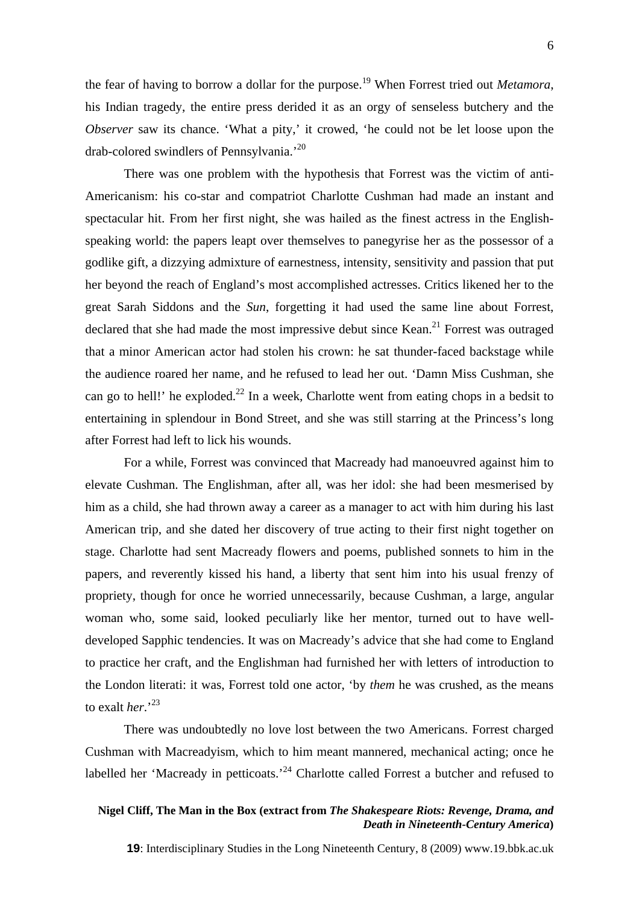the fear of having to borrow a dollar for the purpose.[19] When Forrest tried out *Metamora*, his Indian tragedy, the entire press derided it as an orgy of senseless butchery and the *Observer* saw its chance. 'What a pity,' it crowed, 'he could not be let loose upon the drab-colored swindlers of Pennsylvania.'[20]

There was one problem with the hypothesis that Forrest was the victim of anti-Americanism: his co-star and compatriot Charlotte Cushman had made an instant and spectacular hit. From her first night, she was hailed as the finest actress in the English-speaking world: the papers leapt over themselves to panegyrise her as the possessor of a godlike gift, a dizzying admixture of earnestness, intensity, sensitivity and passion that put her beyond the reach of England's most accomplished actresses. Critics likened her to the great Sarah Siddons and the *Sun*, forgetting it had used the same line about Forrest, declared that she had made the most impressive debut since Kean.[21] Forrest was outraged that a minor American actor had stolen his crown: he sat thunder-faced backstage while the audience roared her name, and he refused to lead her out. 'Damn Miss Cushman, she can go to hell!' he exploded.[22] In a week, Charlotte went from eating chops in a bedsit to entertaining in splendour in Bond Street, and she was still starring at the Princess's long after Forrest had left to lick his wounds.

For a while, Forrest was convinced that Macready had manoeuvred against him to elevate Cushman. The Englishman, after all, was her idol: she had been mesmerised by him as a child, she had thrown away a career as a manager to act with him during his last American trip, and she dated her discovery of true acting to their first night together on stage. Charlotte had sent Macready flowers and poems, published sonnets to him in the papers, and reverently kissed his hand, a liberty that sent him into his usual frenzy of propriety, though for once he worried unnecessarily, because Cushman, a large, angular woman who, some said, looked peculiarly like her mentor, turned out to have well-developed Sapphic tendencies. It was on Macready's advice that she had come to England to practice her craft, and the Englishman had furnished her with letters of introduction to the London literati: it was, Forrest told one actor, 'by *them* he was crushed, as the means to exalt *her*.'[23]

There was undoubtedly no love lost between the two Americans. Forrest charged Cushman with Macreadyism, which to him meant mannered, mechanical acting; once he labelled her 'Macready in petticoats.'[24] Charlotte called Forrest a butcher and refused to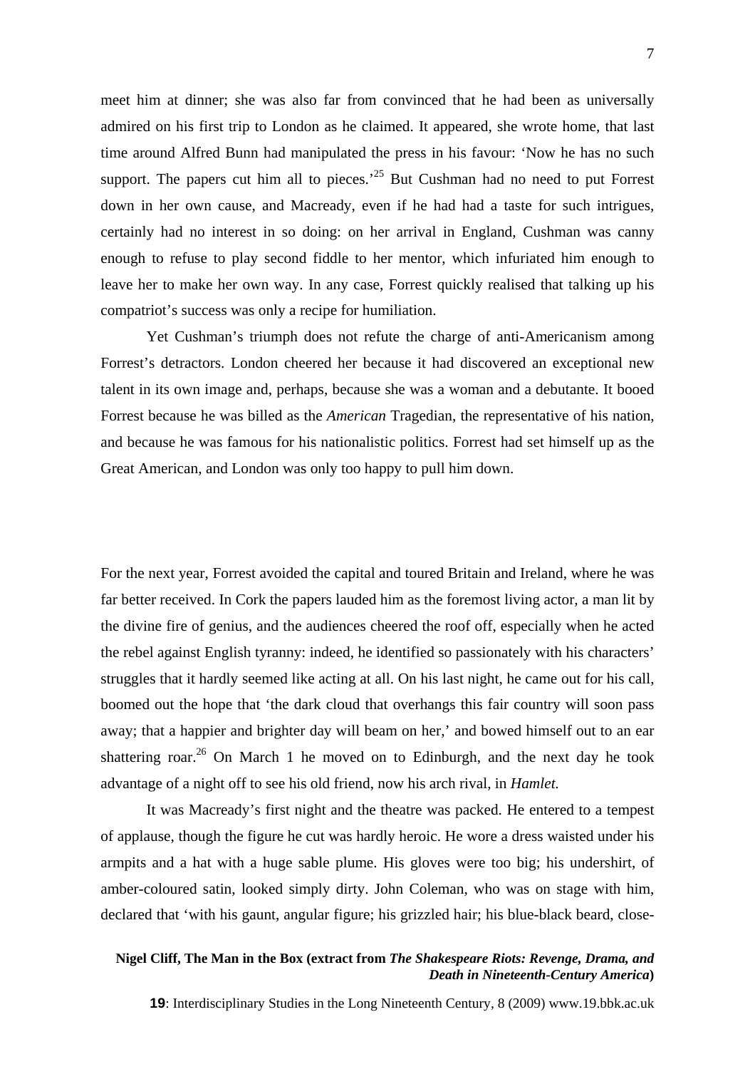meet him at dinner; she was also far from convinced that he had been as universally admired on his first trip to London as he claimed. It appeared, she wrote home, that last time around Alfred Bunn had manipulated the press in his favour: 'Now he has no such support. The papers cut him all to pieces.'[25] But Cushman had no need to put Forrest down in her own cause, and Macready, even if he had had a taste for such intrigues, certainly had no interest in so doing: on her arrival in England, Cushman was canny enough to refuse to play second fiddle to her mentor, which infuriated him enough to leave her to make her own way. In any case, Forrest quickly realised that talking up his compatriot's success was only a recipe for humiliation.

Yet Cushman's triumph does not refute the charge of anti-Americanism among Forrest's detractors. London cheered her because it had discovered an exceptional new talent in its own image and, perhaps, because she was a woman and a debutante. It booed Forrest because he was billed as the *American* Tragedian, the representative of his nation, and because he was famous for his nationalistic politics. Forrest had set himself up as the Great American, and London was only too happy to pull him down.

For the next year, Forrest avoided the capital and toured Britain and Ireland, where he was far better received. In Cork the papers lauded him as the foremost living actor, a man lit by the divine fire of genius, and the audiences cheered the roof off, especially when he acted the rebel against English tyranny: indeed, he identified so passionately with his characters' struggles that it hardly seemed like acting at all. On his last night, he came out for his call, boomed out the hope that 'the dark cloud that overhangs this fair country will soon pass away; that a happier and brighter day will beam on her,' and bowed himself out to an ear shattering roar.[26] On March 1 he moved on to Edinburgh, and the next day he took advantage of a night off to see his old friend, now his arch rival, in *Hamlet.*

It was Macready's first night and the theatre was packed. He entered to a tempest of applause, though the figure he cut was hardly heroic. He wore a dress waisted under his armpits and a hat with a huge sable plume. His gloves were too big; his undershirt, of amber-coloured satin, looked simply dirty. John Coleman, who was on stage with him, declared that 'with his gaunt, angular figure; his grizzled hair; his blue-black beard, close-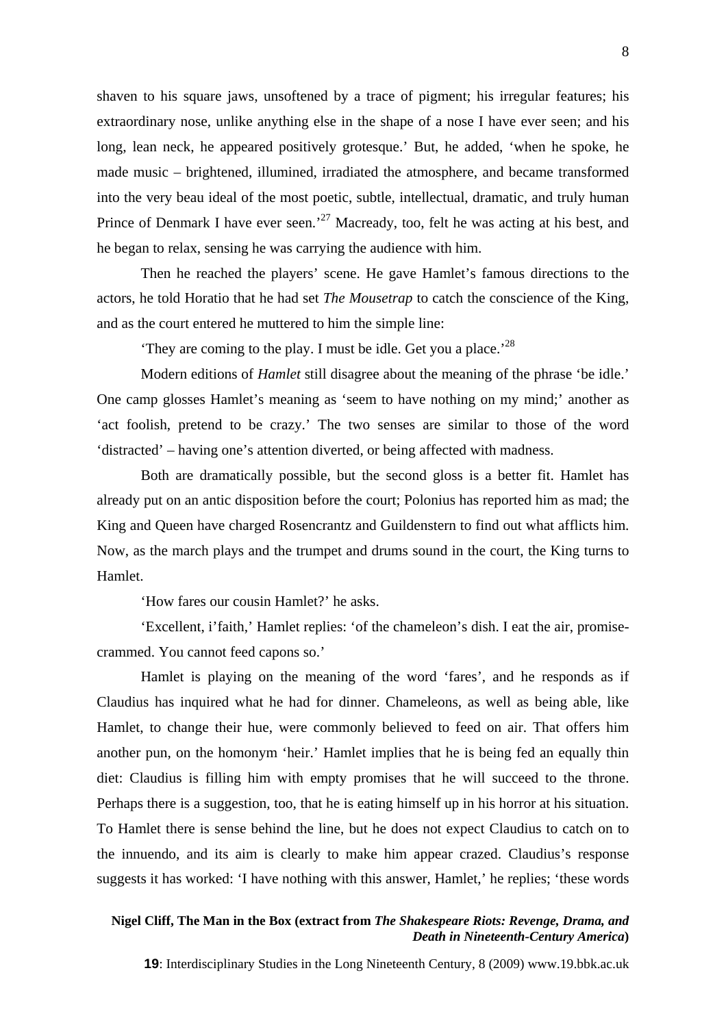shaven to his square jaws, unsoftened by a trace of pigment; his irregular features; his extraordinary nose, unlike anything else in the shape of a nose I have ever seen; and his long, lean neck, he appeared positively grotesque.' But, he added, 'when he spoke, he made music – brightened, illumined, irradiated the atmosphere, and became transformed into the very beau ideal of the most poetic, subtle, intellectual, dramatic, and truly human Prince of Denmark I have ever seen.'[27] Macready, too, felt he was acting at his best, and he began to relax, sensing he was carrying the audience with him.

Then he reached the players' scene. He gave Hamlet's famous directions to the actors, he told Horatio that he had set *The Mousetrap* to catch the conscience of the King, and as the court entered he muttered to him the simple line:

'They are coming to the play. I must be idle. Get you a place.'[28]

Modern editions of *Hamlet* still disagree about the meaning of the phrase 'be idle.' One camp glosses Hamlet's meaning as 'seem to have nothing on my mind;' another as 'act foolish, pretend to be crazy.' The two senses are similar to those of the word 'distracted' – having one's attention diverted, or being affected with madness.

Both are dramatically possible, but the second gloss is a better fit. Hamlet has already put on an antic disposition before the court; Polonius has reported him as mad; the King and Queen have charged Rosencrantz and Guildenstern to find out what afflicts him. Now, as the march plays and the trumpet and drums sound in the court, the King turns to Hamlet.

'How fares our cousin Hamlet?' he asks.

'Excellent, i'faith,' Hamlet replies: 'of the chameleon's dish. I eat the air, promise-crammed. You cannot feed capons so.'

Hamlet is playing on the meaning of the word 'fares', and he responds as if Claudius has inquired what he had for dinner. Chameleons, as well as being able, like Hamlet, to change their hue, were commonly believed to feed on air. That offers him another pun, on the homonym 'heir.' Hamlet implies that he is being fed an equally thin diet: Claudius is filling him with empty promises that he will succeed to the throne. Perhaps there is a suggestion, too, that he is eating himself up in his horror at his situation. To Hamlet there is sense behind the line, but he does not expect Claudius to catch on to the innuendo, and its aim is clearly to make him appear crazed. Claudius's response suggests it has worked: 'I have nothing with this answer, Hamlet,' he replies; 'these words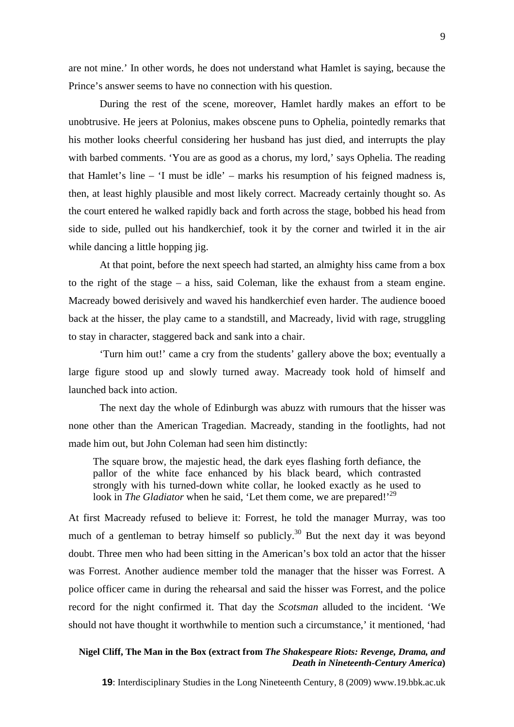are not mine.' In other words, he does not understand what Hamlet is saying, because the Prince's answer seems to have no connection with his question.

During the rest of the scene, moreover, Hamlet hardly makes an effort to be unobtrusive. He jeers at Polonius, makes obscene puns to Ophelia, pointedly remarks that his mother looks cheerful considering her husband has just died, and interrupts the play with barbed comments. 'You are as good as a chorus, my lord,' says Ophelia. The reading that Hamlet's line – 'I must be idle' – marks his resumption of his feigned madness is, then, at least highly plausible and most likely correct. Macready certainly thought so. As the court entered he walked rapidly back and forth across the stage, bobbed his head from side to side, pulled out his handkerchief, took it by the corner and twirled it in the air while dancing a little hopping jig.

At that point, before the next speech had started, an almighty hiss came from a box to the right of the stage – a hiss, said Coleman, like the exhaust from a steam engine. Macready bowed derisively and waved his handkerchief even harder. The audience booed back at the hisser, the play came to a standstill, and Macready, livid with rage, struggling to stay in character, staggered back and sank into a chair.

'Turn him out!' came a cry from the students' gallery above the box; eventually a large figure stood up and slowly turned away. Macready took hold of himself and launched back into action.

The next day the whole of Edinburgh was abuzz with rumours that the hisser was none other than the American Tragedian. Macready, standing in the footlights, had not made him out, but John Coleman had seen him distinctly:

> The square brow, the majestic head, the dark eyes flashing forth defiance, the pallor of the white face enhanced by his black beard, which contrasted strongly with his turned-down white collar, he looked exactly as he used to look in *The Gladiator* when he said, 'Let them come, we are prepared!'[29]

At first Macready refused to believe it: Forrest, he told the manager Murray, was too much of a gentleman to betray himself so publicly.[30] But the next day it was beyond doubt. Three men who had been sitting in the American's box told an actor that the hisser was Forrest. Another audience member told the manager that the hisser was Forrest. A police officer came in during the rehearsal and said the hisser was Forrest, and the police record for the night confirmed it. That day the *Scotsman* alluded to the incident. 'We should not have thought it worthwhile to mention such a circumstance,' it mentioned, 'had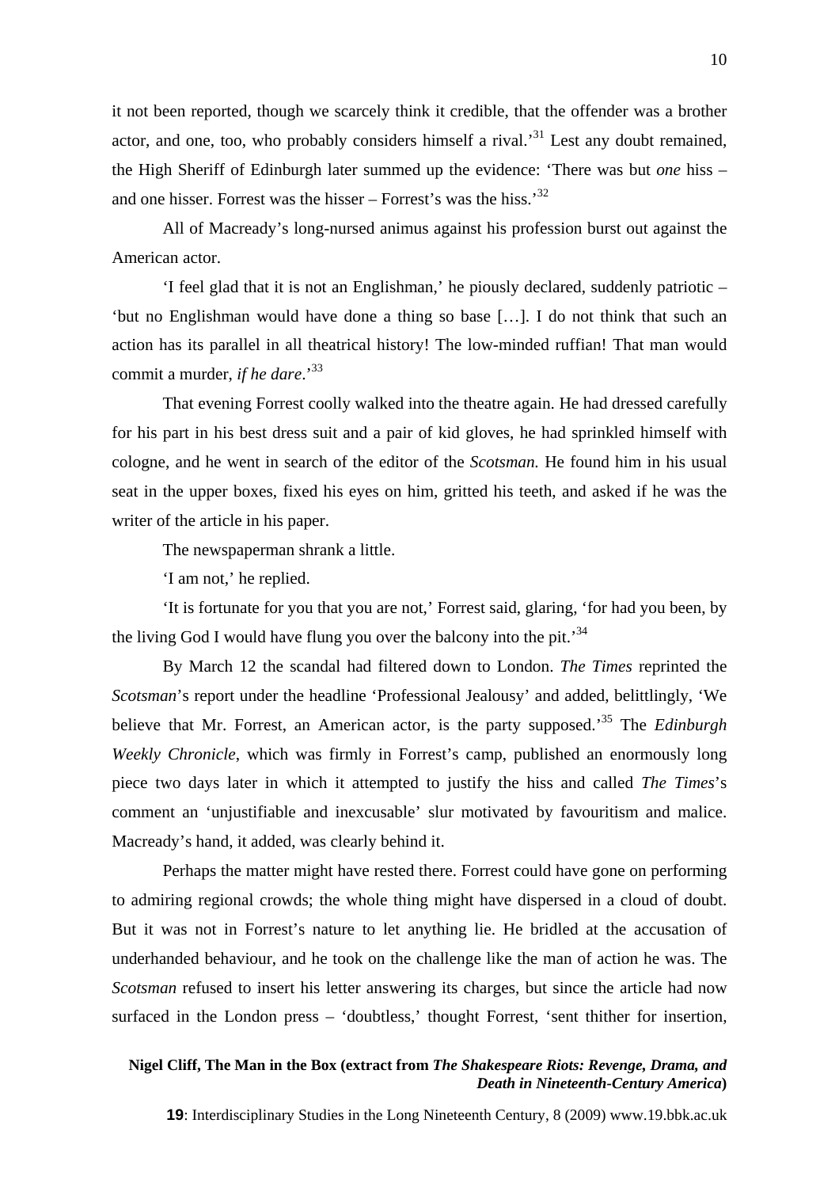it not been reported, though we scarcely think it credible, that the offender was a brother actor, and one, too, who probably considers himself a rival.'[31] Lest any doubt remained, the High Sheriff of Edinburgh later summed up the evidence: 'There was but *one* hiss – and one hisser. Forrest was the hisser – Forrest's was the hiss.'[32]

All of Macready's long-nursed animus against his profession burst out against the American actor.

'I feel glad that it is not an Englishman,' he piously declared, suddenly patriotic – 'but no Englishman would have done a thing so base […]. I do not think that such an action has its parallel in all theatrical history! The low-minded ruffian! That man would commit a murder, *if he dare*.'[33]

That evening Forrest coolly walked into the theatre again. He had dressed carefully for his part in his best dress suit and a pair of kid gloves, he had sprinkled himself with cologne, and he went in search of the editor of the *Scotsman.* He found him in his usual seat in the upper boxes, fixed his eyes on him, gritted his teeth, and asked if he was the writer of the article in his paper.

The newspaperman shrank a little.

'I am not,' he replied.

'It is fortunate for you that you are not,' Forrest said, glaring, 'for had you been, by the living God I would have flung you over the balcony into the pit.'[34]

By March 12 the scandal had filtered down to London. *The Times* reprinted the *Scotsman*'s report under the headline 'Professional Jealousy' and added, belittlingly, 'We believe that Mr. Forrest, an American actor, is the party supposed.'[35] The *Edinburgh Weekly Chronicle*, which was firmly in Forrest's camp, published an enormously long piece two days later in which it attempted to justify the hiss and called *The Times*'s comment an 'unjustifiable and inexcusable' slur motivated by favouritism and malice. Macready's hand, it added, was clearly behind it.

Perhaps the matter might have rested there. Forrest could have gone on performing to admiring regional crowds; the whole thing might have dispersed in a cloud of doubt. But it was not in Forrest's nature to let anything lie. He bridled at the accusation of underhanded behaviour, and he took on the challenge like the man of action he was. The *Scotsman* refused to insert his letter answering its charges, but since the article had now surfaced in the London press – 'doubtless,' thought Forrest, 'sent thither for insertion,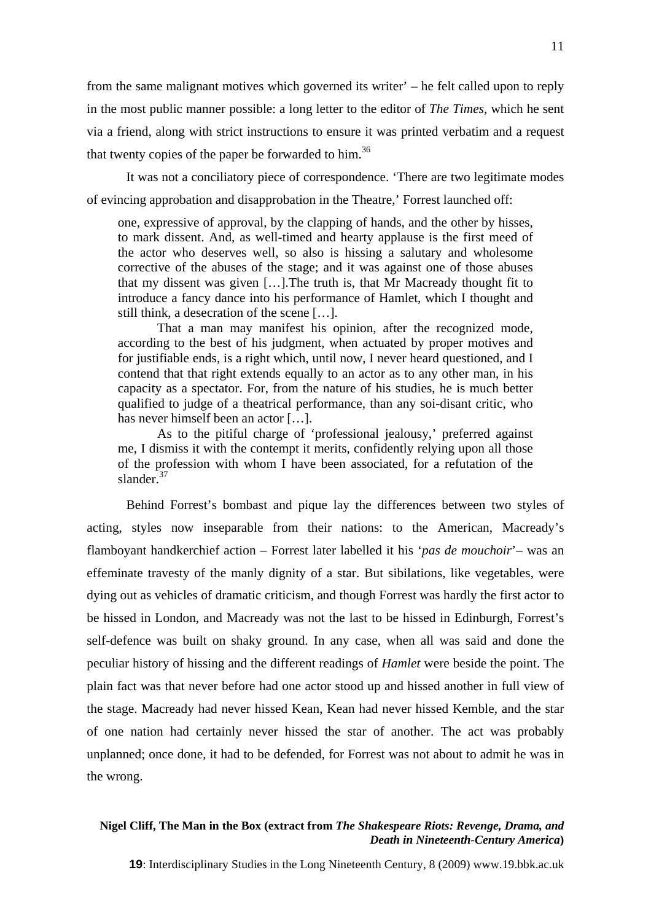from the same malignant motives which governed its writer' – he felt called upon to reply in the most public manner possible: a long letter to the editor of *The Times*, which he sent via a friend, along with strict instructions to ensure it was printed verbatim and a request that twenty copies of the paper be forwarded to him.[36]

It was not a conciliatory piece of correspondence. 'There are two legitimate modes of evincing approbation and disapprobation in the Theatre,' Forrest launched off:

> one, expressive of approval, by the clapping of hands, and the other by hisses, to mark dissent. And, as well-timed and hearty applause is the first meed of the actor who deserves well, so also is hissing a salutary and wholesome corrective of the abuses of the stage; and it was against one of those abuses that my dissent was given […].The truth is, that Mr Macready thought fit to introduce a fancy dance into his performance of Hamlet, which I thought and still think, a desecration of the scene […].
>
> That a man may manifest his opinion, after the recognized mode, according to the best of his judgment, when actuated by proper motives and for justifiable ends, is a right which, until now, I never heard questioned, and I contend that that right extends equally to an actor as to any other man, in his capacity as a spectator. For, from the nature of his studies, he is much better qualified to judge of a theatrical performance, than any soi-disant critic, who has never himself been an actor […].
>
> As to the pitiful charge of 'professional jealousy,' preferred against me, I dismiss it with the contempt it merits, confidently relying upon all those of the profession with whom I have been associated, for a refutation of the slander.[37]

Behind Forrest's bombast and pique lay the differences between two styles of acting, styles now inseparable from their nations: to the American, Macready's flamboyant handkerchief action – Forrest later labelled it his '*pas de mouchoir*'– was an effeminate travesty of the manly dignity of a star. But sibilations, like vegetables, were dying out as vehicles of dramatic criticism, and though Forrest was hardly the first actor to be hissed in London, and Macready was not the last to be hissed in Edinburgh, Forrest's self-defence was built on shaky ground. In any case, when all was said and done the peculiar history of hissing and the different readings of *Hamlet* were beside the point. The plain fact was that never before had one actor stood up and hissed another in full view of the stage. Macready had never hissed Kean, Kean had never hissed Kemble, and the star of one nation had certainly never hissed the star of another. The act was probably unplanned; once done, it had to be defended, for Forrest was not about to admit he was in the wrong.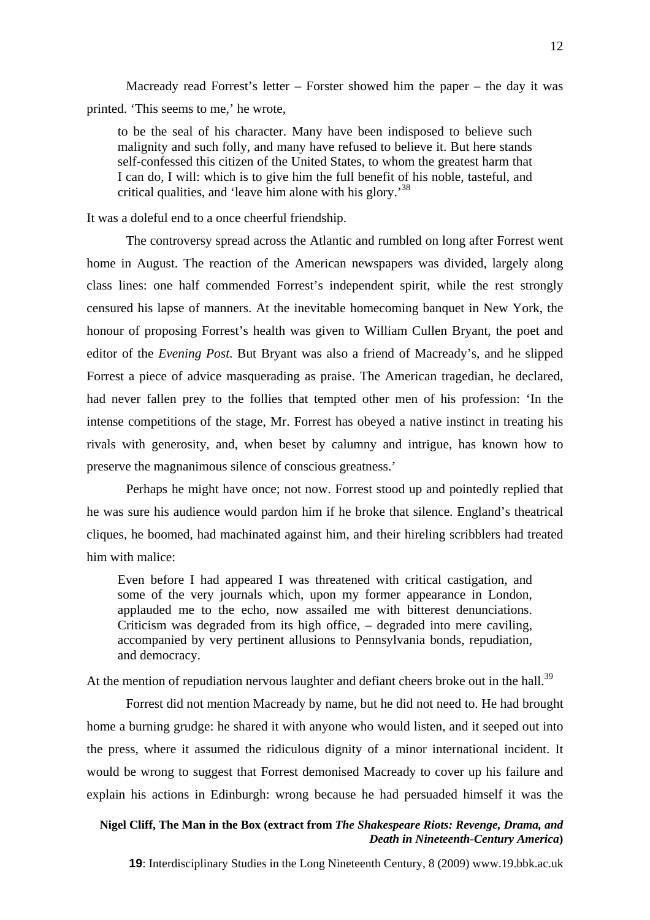Macready read Forrest's letter – Forster showed him the paper – the day it was printed. 'This seems to me,' he wrote,

> to be the seal of his character. Many have been indisposed to believe such malignity and such folly, and many have refused to believe it. But here stands self-confessed this citizen of the United States, to whom the greatest harm that I can do, I will: which is to give him the full benefit of his noble, tasteful, and critical qualities, and 'leave him alone with his glory.'[38]

It was a doleful end to a once cheerful friendship.

The controversy spread across the Atlantic and rumbled on long after Forrest went home in August. The reaction of the American newspapers was divided, largely along class lines: one half commended Forrest's independent spirit, while the rest strongly censured his lapse of manners. At the inevitable homecoming banquet in New York, the honour of proposing Forrest's health was given to William Cullen Bryant, the poet and editor of the *Evening Post*. But Bryant was also a friend of Macready's, and he slipped Forrest a piece of advice masquerading as praise. The American tragedian, he declared, had never fallen prey to the follies that tempted other men of his profession: 'In the intense competitions of the stage, Mr. Forrest has obeyed a native instinct in treating his rivals with generosity, and, when beset by calumny and intrigue, has known how to preserve the magnanimous silence of conscious greatness.'

Perhaps he might have once; not now. Forrest stood up and pointedly replied that he was sure his audience would pardon him if he broke that silence. England's theatrical cliques, he boomed, had machinated against him, and their hireling scribblers had treated him with malice:

> Even before I had appeared I was threatened with critical castigation, and some of the very journals which, upon my former appearance in London, applauded me to the echo, now assailed me with bitterest denunciations. Criticism was degraded from its high office, – degraded into mere caviling, accompanied by very pertinent allusions to Pennsylvania bonds, repudiation, and democracy.

At the mention of repudiation nervous laughter and defiant cheers broke out in the hall.[39]

Forrest did not mention Macready by name, but he did not need to. He had brought home a burning grudge: he shared it with anyone who would listen, and it seeped out into the press, where it assumed the ridiculous dignity of a minor international incident. It would be wrong to suggest that Forrest demonised Macready to cover up his failure and explain his actions in Edinburgh: wrong because he had persuaded himself it was the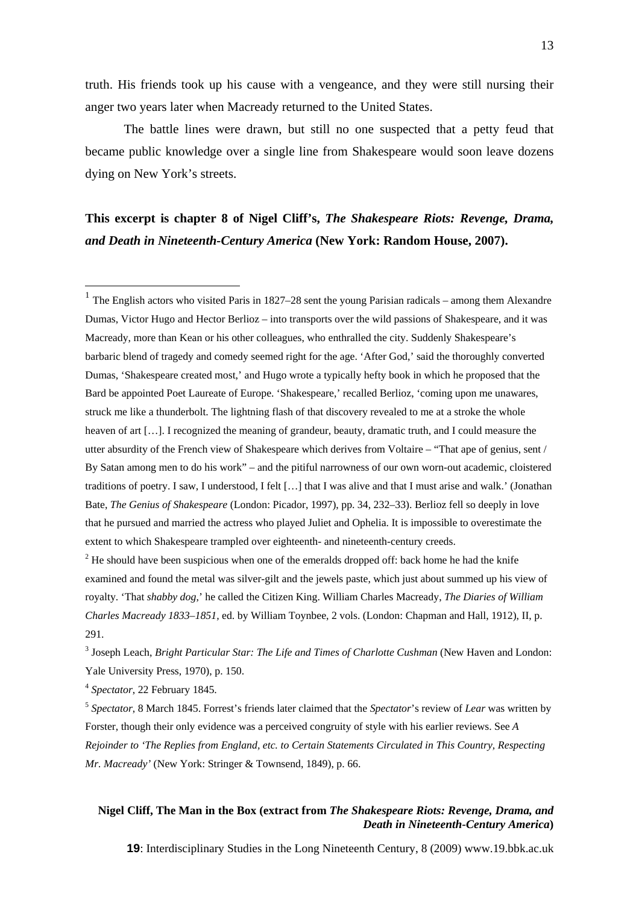truth. His friends took up his cause with a vengeance, and they were still nursing their anger two years later when Macready returned to the United States.

The battle lines were drawn, but still no one suspected that a petty feud that became public knowledge over a single line from Shakespeare would soon leave dozens dying on New York's streets.

**This excerpt is chapter 8 of Nigel Cliff's, *The Shakespeare Riots: Revenge, Drama, and Death in Nineteenth-Century America* (New York: Random House, 2007).**

---

[1] The English actors who visited Paris in 1827–28 sent the young Parisian radicals – among them Alexandre Dumas, Victor Hugo and Hector Berlioz – into transports over the wild passions of Shakespeare, and it was Macready, more than Kean or his other colleagues, who enthralled the city. Suddenly Shakespeare's barbaric blend of tragedy and comedy seemed right for the age. 'After God,' said the thoroughly converted Dumas, 'Shakespeare created most,' and Hugo wrote a typically hefty book in which he proposed that the Bard be appointed Poet Laureate of Europe. 'Shakespeare,' recalled Berlioz, 'coming upon me unawares, struck me like a thunderbolt. The lightning flash of that discovery revealed to me at a stroke the whole heaven of art […]. I recognized the meaning of grandeur, beauty, dramatic truth, and I could measure the utter absurdity of the French view of Shakespeare which derives from Voltaire – "That ape of genius, sent / By Satan among men to do his work" – and the pitiful narrowness of our own worn-out academic, cloistered traditions of poetry. I saw, I understood, I felt […] that I was alive and that I must arise and walk.' (Jonathan Bate, *The Genius of Shakespeare* (London: Picador, 1997), pp. 34, 232–33). Berlioz fell so deeply in love that he pursued and married the actress who played Juliet and Ophelia. It is impossible to overestimate the extent to which Shakespeare trampled over eighteenth- and nineteenth-century creeds.

[2] He should have been suspicious when one of the emeralds dropped off: back home he had the knife examined and found the metal was silver-gilt and the jewels paste, which just about summed up his view of royalty. 'That *shabby dog*,' he called the Citizen King. William Charles Macready, *The Diaries of William Charles Macready 1833–1851*, ed. by William Toynbee, 2 vols. (London: Chapman and Hall, 1912), II, p. 291.

[3] Joseph Leach, *Bright Particular Star: The Life and Times of Charlotte Cushman* (New Haven and London: Yale University Press, 1970), p. 150.

[4] *Spectator*, 22 February 1845.

[5] *Spectator*, 8 March 1845. Forrest's friends later claimed that the *Spectator*'s review of *Lear* was written by Forster, though their only evidence was a perceived congruity of style with his earlier reviews. See *A Rejoinder to 'The Replies from England, etc. to Certain Statements Circulated in This Country, Respecting Mr. Macready'* (New York: Stringer & Townsend, 1849), p. 66.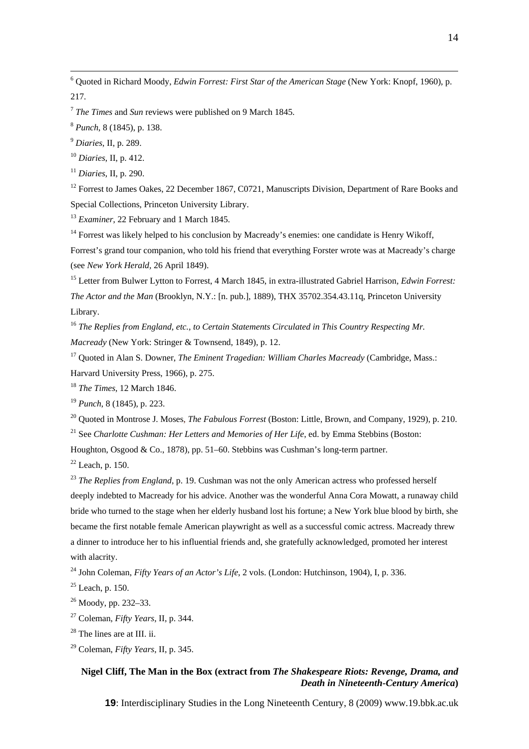[6] Quoted in Richard Moody, *Edwin Forrest: First Star of the American Stage* (New York: Knopf, 1960), p. 217.

[7] *The Times* and *Sun* reviews were published on 9 March 1845.

[8] *Punch*, 8 (1845), p. 138.

[9] *Diaries*, II, p. 289.

[10] *Diaries*, II, p. 412.

[11] *Diaries*, II, p. 290.

[12] Forrest to James Oakes, 22 December 1867, C0721, Manuscripts Division, Department of Rare Books and Special Collections, Princeton University Library.

[13] *Examiner*, 22 February and 1 March 1845.

[14] Forrest was likely helped to his conclusion by Macready's enemies: one candidate is Henry Wikoff, Forrest's grand tour companion, who told his friend that everything Forster wrote was at Macready's charge (see *New York Herald*, 26 April 1849).

[15] Letter from Bulwer Lytton to Forrest, 4 March 1845, in extra-illustrated Gabriel Harrison, *Edwin Forrest: The Actor and the Man* (Brooklyn, N.Y.: [n. pub.], 1889), THX 35702.354.43.11q, Princeton University Library.

[16] *The Replies from England, etc., to Certain Statements Circulated in This Country Respecting Mr. Macready* (New York: Stringer & Townsend, 1849), p. 12.

[17] Quoted in Alan S. Downer, *The Eminent Tragedian: William Charles Macready* (Cambridge, Mass.: Harvard University Press, 1966), p. 275.

[18] *The Times*, 12 March 1846.

[19] *Punch*, 8 (1845), p. 223.

[20] Quoted in Montrose J. Moses, *The Fabulous Forrest* (Boston: Little, Brown, and Company, 1929), p. 210.

[21] See *Charlotte Cushman: Her Letters and Memories of Her Life*, ed. by Emma Stebbins (Boston: Houghton, Osgood & Co., 1878), pp. 51–60. Stebbins was Cushman's long-term partner.

[22] Leach, p. 150.

[23] *The Replies from England*, p. 19. Cushman was not the only American actress who professed herself deeply indebted to Macready for his advice. Another was the wonderful Anna Cora Mowatt, a runaway child bride who turned to the stage when her elderly husband lost his fortune; a New York blue blood by birth, she became the first notable female American playwright as well as a successful comic actress. Macready threw a dinner to introduce her to his influential friends and, she gratefully acknowledged, promoted her interest with alacrity.

[24] John Coleman, *Fifty Years of an Actor's Life*, 2 vols. (London: Hutchinson, 1904), I, p. 336.

[25] Leach, p. 150.

[26] Moody, pp. 232–33.

[27] Coleman, *Fifty Years*, II, p. 344.

[28] The lines are at III. ii.

[29] Coleman, *Fifty Years*, II, p. 345.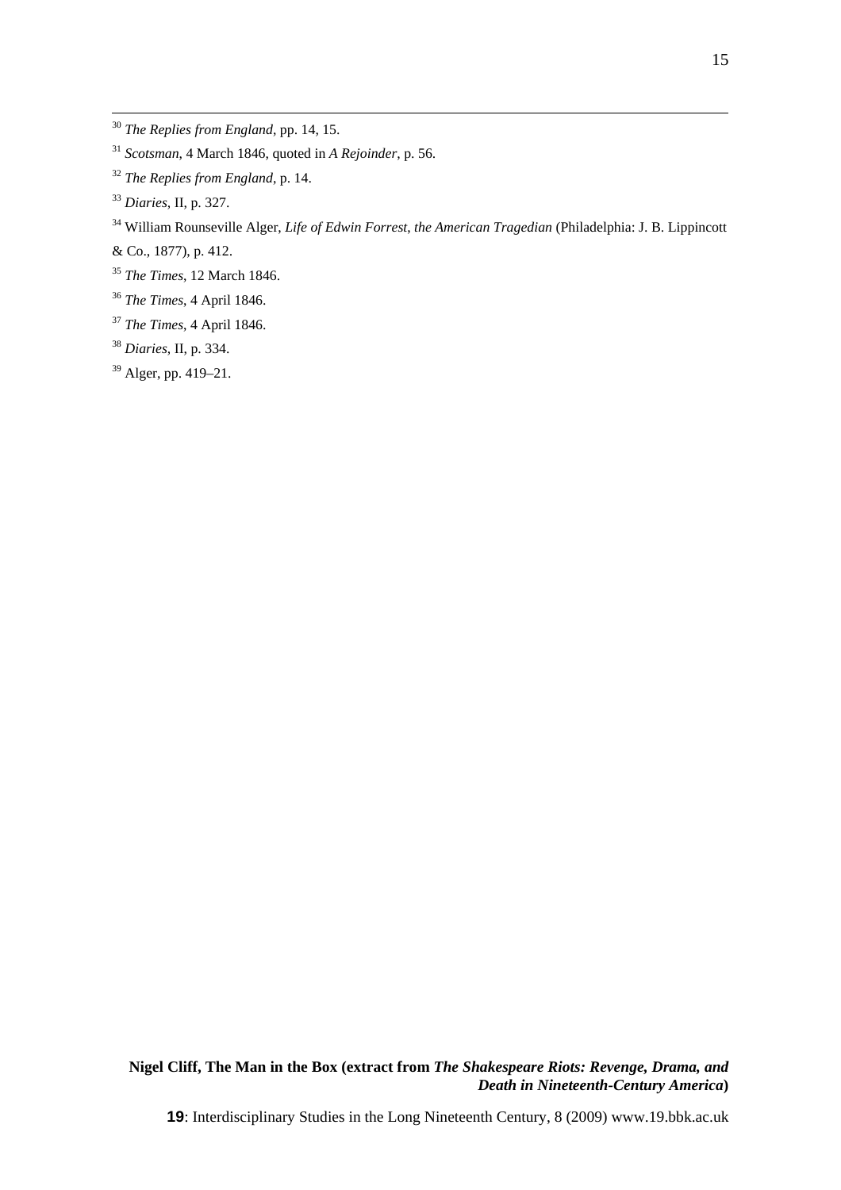[30] *The Replies from England*, pp. 14, 15.

[31] *Scotsman*, 4 March 1846, quoted in *A Rejoinder*, p. 56.

[32] *The Replies from England*, p. 14.

[33] *Diaries*, II, p. 327.

[34] William Rounseville Alger, *Life of Edwin Forrest, the American Tragedian* (Philadelphia: J. B. Lippincott & Co., 1877), p. 412.

[35] *The Times*, 12 March 1846.

[36] *The Times*, 4 April 1846.

[37] *The Times*, 4 April 1846.

[38] *Diaries*, II, p. 334.

[39] Alger, pp. 419–21.